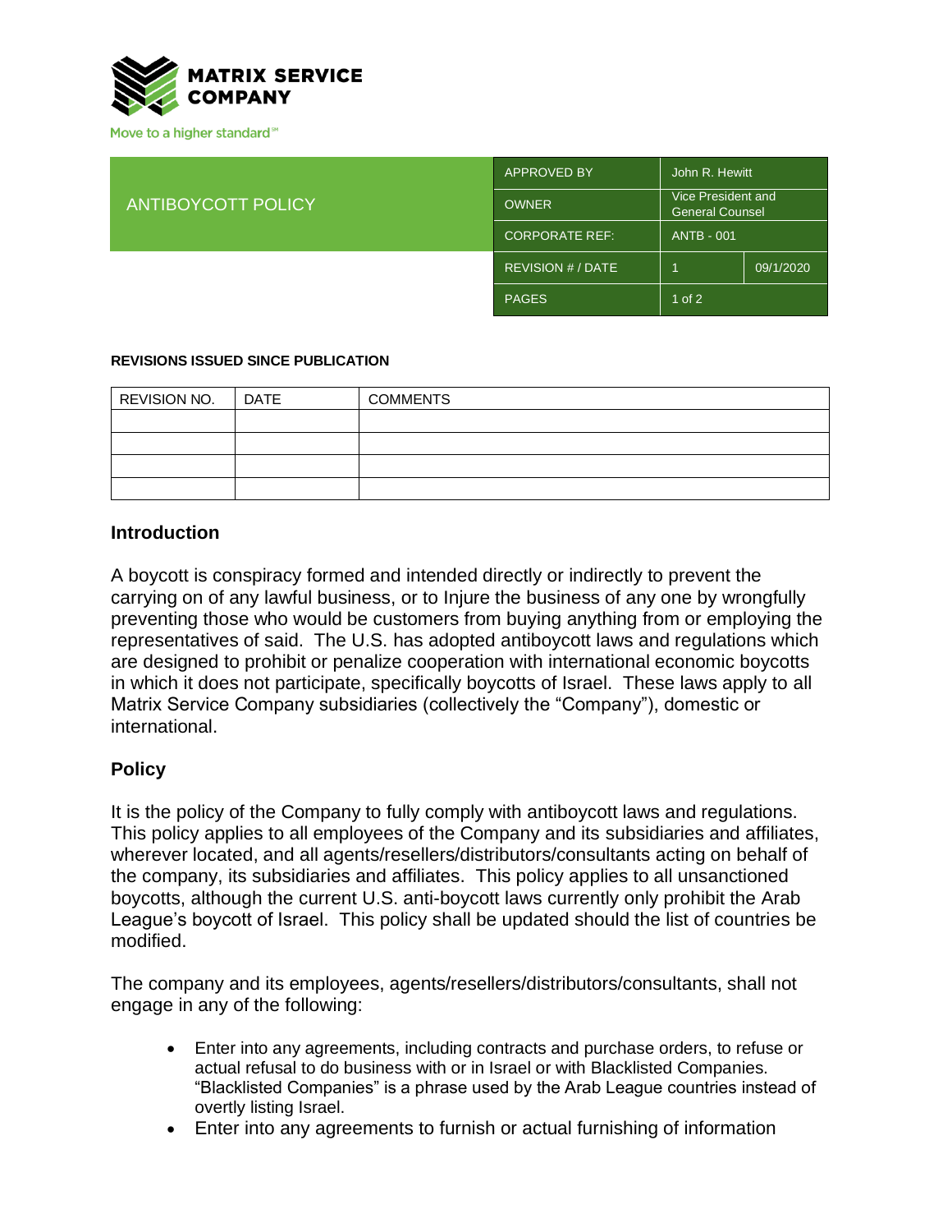MATRIX SERVICE COMPANY

Move to a higher standard℠

| ANTIBOYCOTT POLICY | APPROVED BY | John R. Hewitt | |
|---|---|---|---|
| | OWNER | Vice President and General Counsel | |
| | CORPORATE REF: | ANTB - 001 | |
| | REVISION # / DATE | 1 | 09/1/2020 |
| | PAGES | 1 of 2 | |

**REVISIONS ISSUED SINCE PUBLICATION**

| REVISION NO. | DATE | COMMENTS |
|---|---|---|
| | | |
| | | |
| | | |
| | | |

## Introduction

A boycott is conspiracy formed and intended directly or indirectly to prevent the carrying on of any lawful business, or to Injure the business of any one by wrongfully preventing those who would be customers from buying anything from or employing the representatives of said. The U.S. has adopted antiboycott laws and regulations which are designed to prohibit or penalize cooperation with international economic boycotts in which it does not participate, specifically boycotts of Israel. These laws apply to all Matrix Service Company subsidiaries (collectively the "Company"), domestic or international.

## Policy

It is the policy of the Company to fully comply with antiboycott laws and regulations. This policy applies to all employees of the Company and its subsidiaries and affiliates, wherever located, and all agents/resellers/distributors/consultants acting on behalf of the company, its subsidiaries and affiliates. This policy applies to all unsanctioned boycotts, although the current U.S. anti-boycott laws currently only prohibit the Arab League's boycott of Israel. This policy shall be updated should the list of countries be modified.

The company and its employees, agents/resellers/distributors/consultants, shall not engage in any of the following:

- Enter into any agreements, including contracts and purchase orders, to refuse or actual refusal to do business with or in Israel or with Blacklisted Companies. "Blacklisted Companies" is a phrase used by the Arab League countries instead of overtly listing Israel.
- Enter into any agreements to furnish or actual furnishing of information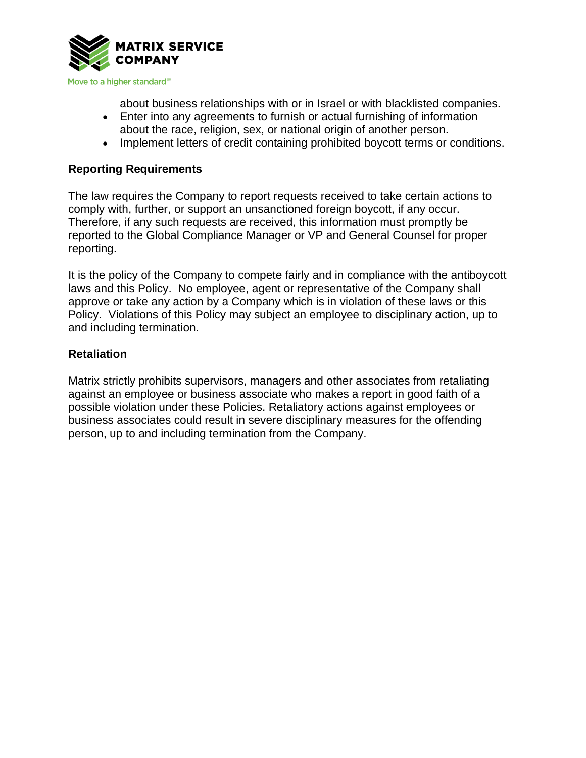about business relationships with or in Israel or with blacklisted companies.
- Enter into any agreements to furnish or actual furnishing of information about the race, religion, sex, or national origin of another person.
- Implement letters of credit containing prohibited boycott terms or conditions.

**Reporting Requirements**

The law requires the Company to report requests received to take certain actions to comply with, further, or support an unsanctioned foreign boycott, if any occur. Therefore, if any such requests are received, this information must promptly be reported to the Global Compliance Manager or VP and General Counsel for proper reporting.

It is the policy of the Company to compete fairly and in compliance with the antiboycott laws and this Policy. No employee, agent or representative of the Company shall approve or take any action by a Company which is in violation of these laws or this Policy. Violations of this Policy may subject an employee to disciplinary action, up to and including termination.

**Retaliation**

Matrix strictly prohibits supervisors, managers and other associates from retaliating against an employee or business associate who makes a report in good faith of a possible violation under these Policies. Retaliatory actions against employees or business associates could result in severe disciplinary measures for the offending person, up to and including termination from the Company.